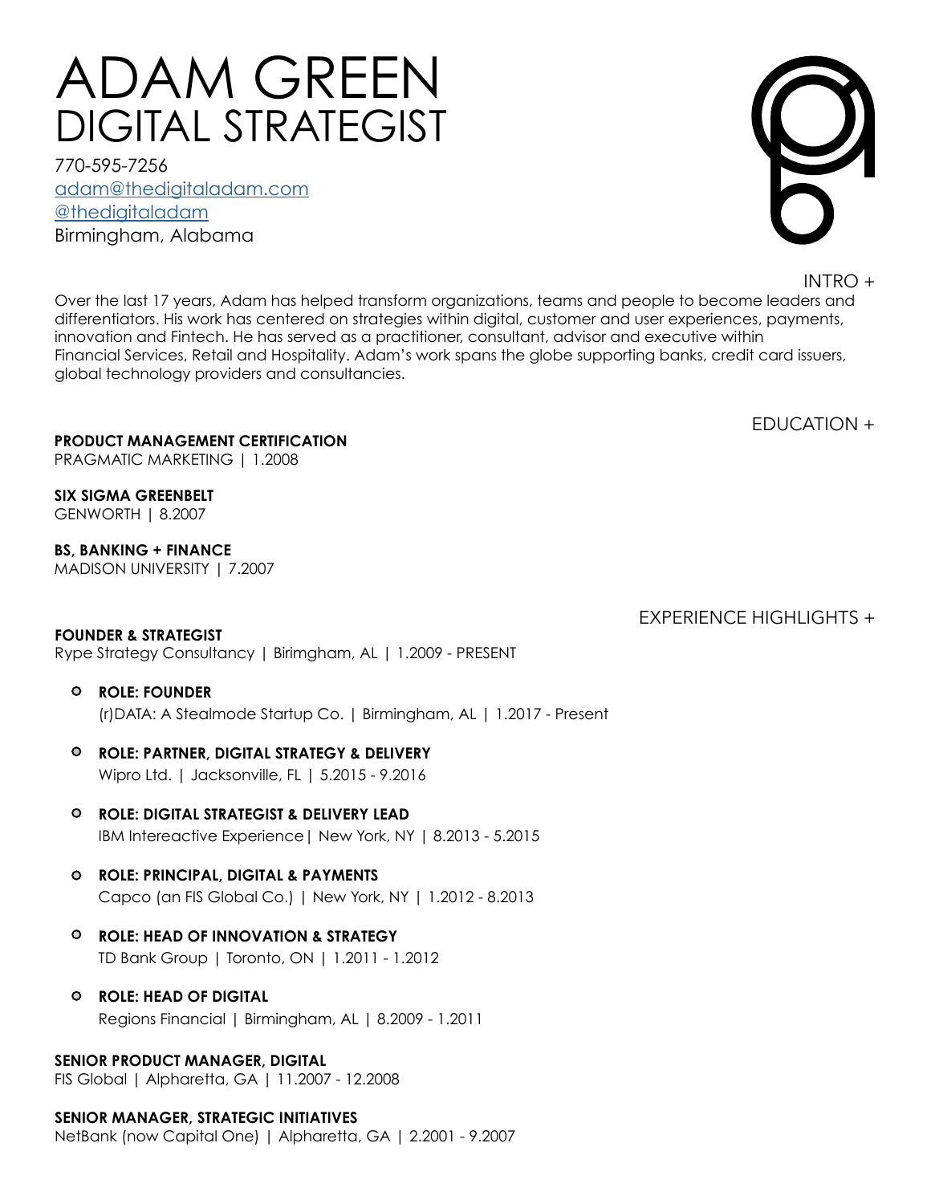# ADAM GREEN
## DIGITAL STRATEGIST

770-595-7256
adam@thedigitaladam.com
@thedigitaladam
Birmingham, Alabama

## INTRO +

Over the last 17 years, Adam has helped transform organizations, teams and people to become leaders and differentiators. His work has centered on strategies within digital, customer and user experiences, payments, innovation and Fintech. He has served as a practitioner, consultant, advisor and executive within Financial Services, Retail and Hospitality. Adam's work spans the globe supporting banks, credit card issuers, global technology providers and consultancies.

## EDUCATION +

**PRODUCT MANAGEMENT CERTIFICATION**
PRAGMATIC MARKETING | 1.2008

**SIX SIGMA GREENBELT**
GENWORTH | 8.2007

**BS, BANKING + FINANCE**
MADISON UNIVERSITY | 7.2007

## EXPERIENCE HIGHLIGHTS +

**FOUNDER & STRATEGIST**
Rype Strategy Consultancy | Birimgham, AL | 1.2009 - PRESENT

- **ROLE: FOUNDER**
  (r)DATA: A Stealmode Startup Co. | Birmingham, AL | 1.2017 - Present
- **ROLE: PARTNER, DIGITAL STRATEGY & DELIVERY**
  Wipro Ltd. | Jacksonville, FL | 5.2015 - 9.2016
- **ROLE: DIGITAL STRATEGIST & DELIVERY LEAD**
  IBM Intereactive Experience| New York, NY | 8.2013 - 5.2015
- **ROLE: PRINCIPAL, DIGITAL & PAYMENTS**
  Capco (an FIS Global Co.) | New York, NY | 1.2012 - 8.2013
- **ROLE: HEAD OF INNOVATION & STRATEGY**
  TD Bank Group | Toronto, ON | 1.2011 - 1.2012
- **ROLE: HEAD OF DIGITAL**
  Regions Financial | Birmingham, AL | 8.2009 - 1.2011

**SENIOR PRODUCT MANAGER, DIGITAL**
FIS Global | Alpharetta, GA | 11.2007 - 12.2008

**SENIOR MANAGER, STRATEGIC INITIATIVES**
NetBank (now Capital One) | Alpharetta, GA | 2.2001 - 9.2007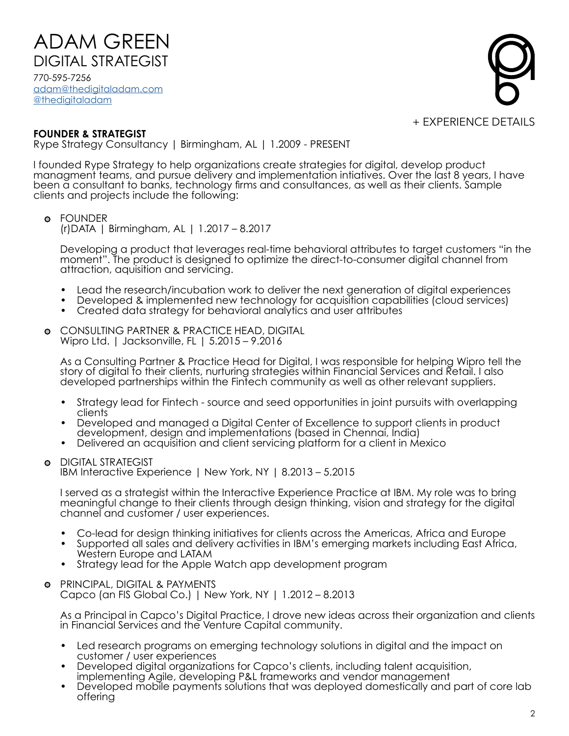# ADAM GREEN
## DIGITAL STRATEGIST

770-595-7256
adam@thedigitaladam.com
@thedigitaladam

+ EXPERIENCE DETAILS

**FOUNDER & STRATEGIST**
Rype Strategy Consultancy | Birmingham, AL | 1.2009 - PRESENT

I founded Rype Strategy to help organizations create strategies for digital, develop product managment teams, and pursue delivery and implementation intiatives. Over the last 8 years, I have been a consultant to banks, technology firms and consultances, as well as their clients. Sample clients and projects include the following:

- FOUNDER
  (r)DATA | Birmingham, AL | 1.2017 – 8.2017

  Developing a product that leverages real-time behavioral attributes to target customers "in the moment". The product is designed to optimize the direct-to-consumer digital channel from attraction, aquisition and servicing.

  - Lead the research/incubation work to deliver the next generation of digital experiences
  - Developed & implemented new technology for acquisition capabilities (cloud services)
  - Created data strategy for behavioral analytics and user attributes

- CONSULTING PARTNER & PRACTICE HEAD, DIGITAL
  Wipro Ltd. | Jacksonville, FL | 5.2015 – 9.2016

  As a Consulting Partner & Practice Head for Digital, I was responsible for helping Wipro tell the story of digital to their clients, nurturing strategies within Financial Services and Retail. I also developed partnerships within the Fintech community as well as other relevant suppliers.

  - Strategy lead for Fintech - source and seed opportunities in joint pursuits with overlapping clients
  - Developed and managed a Digital Center of Excellence to support clients in product development, design and implementations (based in Chennai, India)
  - Delivered an acquisition and client servicing platform for a client in Mexico

- DIGITAL STRATEGIST
  IBM Interactive Experience | New York, NY | 8.2013 – 5.2015

  I served as a strategist within the Interactive Experience Practice at IBM. My role was to bring meaningful change to their clients through design thinking, vision and strategy for the digital channel and customer / user experiences.

  - Co-lead for design thinking initiatives for clients across the Americas, Africa and Europe
  - Supported all sales and delivery activities in IBM's emerging markets including East Africa, Western Europe and LATAM
  - Strategy lead for the Apple Watch app development program

- PRINCIPAL, DIGITAL & PAYMENTS
  Capco (an FIS Global Co.) | New York, NY | 1.2012 – 8.2013

  As a Principal in Capco's Digital Practice, I drove new ideas across their organization and clients in Financial Services and the Venture Capital community.

  - Led research programs on emerging technology solutions in digital and the impact on customer / user experiences
  - Developed digital organizations for Capco's clients, including talent acquisition, implementing Agile, developing P&L frameworks and vendor management
  - Developed mobile payments solutions that was deployed domestically and part of core lab offering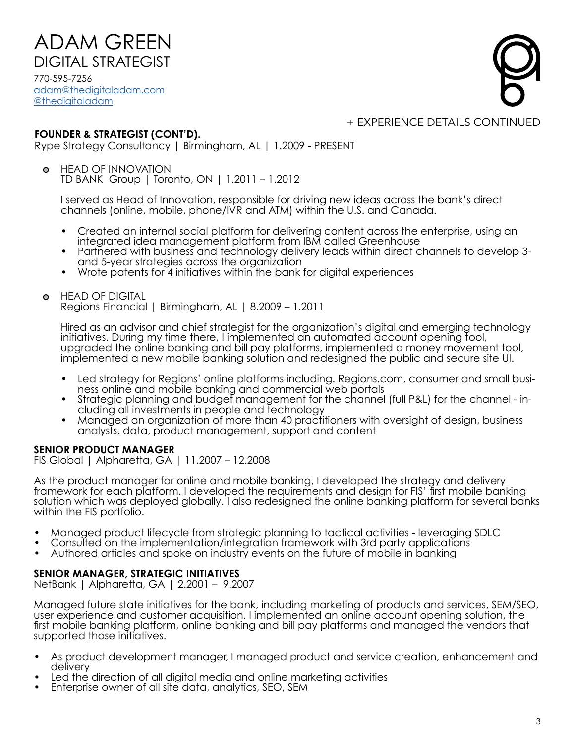# ADAM GREEN
## DIGITAL STRATEGIST

770-595-7256
adam@thedigitaladam.com
@thedigitaladam

+ EXPERIENCE DETAILS CONTINUED

**FOUNDER & STRATEGIST (CONT'D).**
Rype Strategy Consultancy | Birmingham, AL | 1.2009 - PRESENT

- HEAD OF INNOVATION
  TD BANK Group | Toronto, ON | 1.2011 – 1.2012

  I served as Head of Innovation, responsible for driving new ideas across the bank's direct channels (online, mobile, phone/IVR and ATM) within the U.S. and Canada.

  - Created an internal social platform for delivering content across the enterprise, using an integrated idea management platform from IBM called Greenhouse
  - Partnered with business and technology delivery leads within direct channels to develop 3- and 5-year strategies across the organization
  - Wrote patents for 4 initiatives within the bank for digital experiences

- HEAD OF DIGITAL
  Regions Financial | Birmingham, AL | 8.2009 – 1.2011

  Hired as an advisor and chief strategist for the organization's digital and emerging technology initiatives. During my time there, I implemented an automated account opening tool, upgraded the online banking and bill pay platforms, implemented a money movement tool, implemented a new mobile banking solution and redesigned the public and secure site UI.

  - Led strategy for Regions' online platforms including. Regions.com, consumer and small business online and mobile banking and commercial web portals
  - Strategic planning and budget management for the channel (full P&L) for the channel - including all investments in people and technology
  - Managed an organization of more than 40 practitioners with oversight of design, business analysts, data, product management, support and content

**SENIOR PRODUCT MANAGER**
FIS Global | Alpharetta, GA | 11.2007 – 12.2008

As the product manager for online and mobile banking, I developed the strategy and delivery framework for each platform. I developed the requirements and design for FIS' first mobile banking solution which was deployed globally. I also redesigned the online banking platform for several banks within the FIS portfolio.

- Managed product lifecycle from strategic planning to tactical activities - leveraging SDLC
- Consulted on the implementation/integration framework with 3rd party applications
- Authored articles and spoke on industry events on the future of mobile in banking

**SENIOR MANAGER, STRATEGIC INITIATIVES**
NetBank | Alpharetta, GA | 2.2001 – 9.2007

Managed future state initiatives for the bank, including marketing of products and services, SEM/SEO, user experience and customer acquisition. I implemented an online account opening solution, the first mobile banking platform, online banking and bill pay platforms and managed the vendors that supported those initiatives.

- As product development manager, I managed product and service creation, enhancement and delivery
- Led the direction of all digital media and online marketing activities
- Enterprise owner of all site data, analytics, SEO, SEM